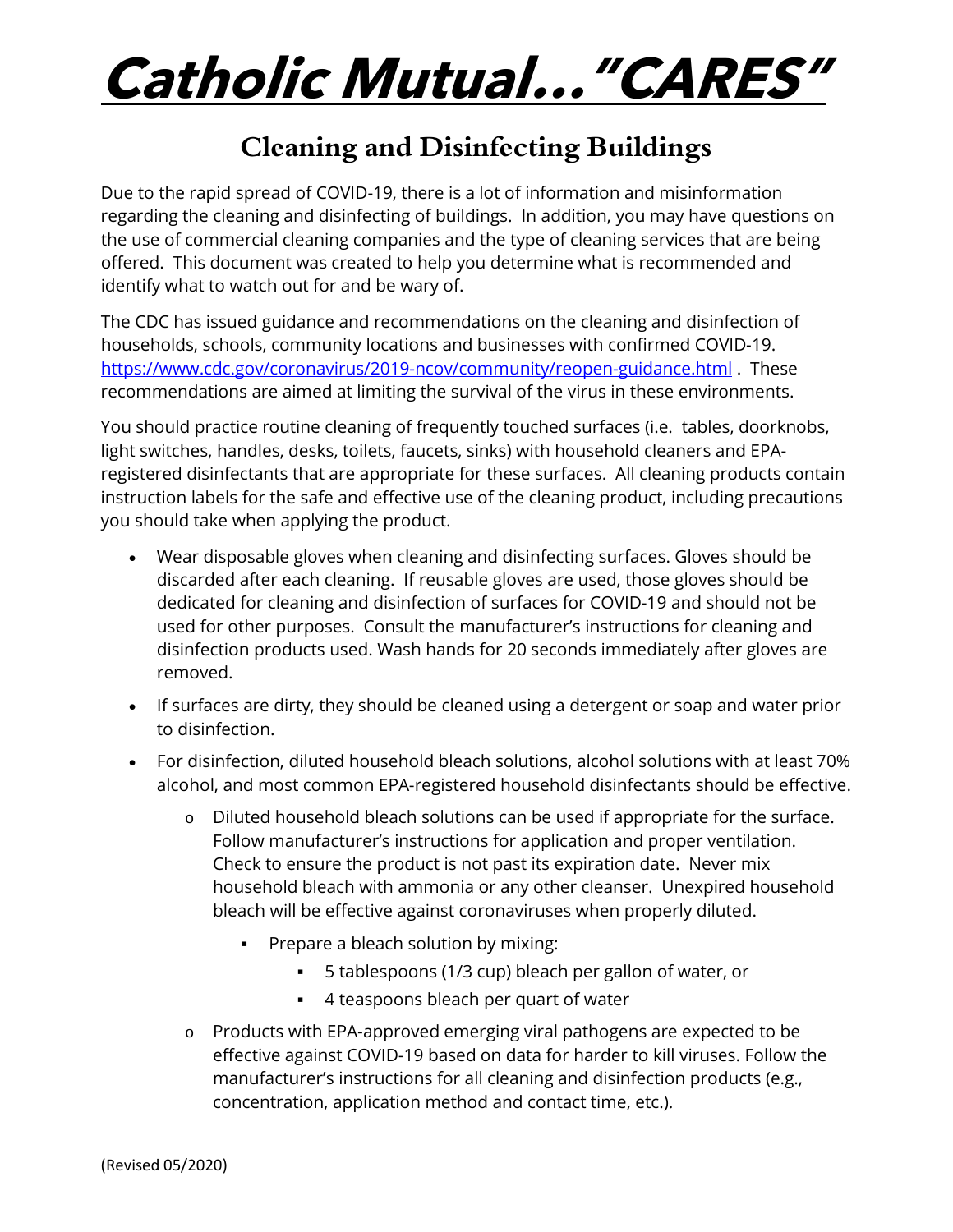# Catholic Mutual…"CARES"

## Cleaning and Disinfecting Buildings

Due to the rapid spread of COVID-19, there is a lot of information and misinformation regarding the cleaning and disinfecting of buildings. In addition, you may have questions on the use of commercial cleaning companies and the type of cleaning services that are being offered. This document was created to help you determine what is recommended and identify what to watch out for and be wary of.

The CDC has issued guidance and recommendations on the cleaning and disinfection of households, schools, community locations and businesses with confirmed COVID-19. [https://www.cdc.gov/coronavirus/2019-ncov/community/reopen-guidance.html](https://www.cdc.gov/coronavirus/2019-ncov/community/reopen-guidance.html) . These recommendations are aimed at limiting the survival of the virus in these environments.

You should practice routine cleaning of frequently touched surfaces (i.e. tables, doorknobs, light switches, handles, desks, toilets, faucets, sinks) with household cleaners and EPA-registered disinfectants that are appropriate for these surfaces. All cleaning products contain instruction labels for the safe and effective use of the cleaning product, including precautions you should take when applying the product.

- Wear disposable gloves when cleaning and disinfecting surfaces. Gloves should be discarded after each cleaning. If reusable gloves are used, those gloves should be dedicated for cleaning and disinfection of surfaces for COVID-19 and should not be used for other purposes. Consult the manufacturer's instructions for cleaning and disinfection products used. Wash hands for 20 seconds immediately after gloves are removed.
- If surfaces are dirty, they should be cleaned using a detergent or soap and water prior to disinfection.
- For disinfection, diluted household bleach solutions, alcohol solutions with at least 70% alcohol, and most common EPA-registered household disinfectants should be effective.
  - Diluted household bleach solutions can be used if appropriate for the surface. Follow manufacturer's instructions for application and proper ventilation. Check to ensure the product is not past its expiration date. Never mix household bleach with ammonia or any other cleanser. Unexpired household bleach will be effective against coronaviruses when properly diluted.
    - Prepare a bleach solution by mixing:
      - 5 tablespoons (1/3 cup) bleach per gallon of water, or
      - 4 teaspoons bleach per quart of water
  - Products with EPA-approved emerging viral pathogens are expected to be effective against COVID-19 based on data for harder to kill viruses. Follow the manufacturer's instructions for all cleaning and disinfection products (e.g., concentration, application method and contact time, etc.).

(Revised 05/2020)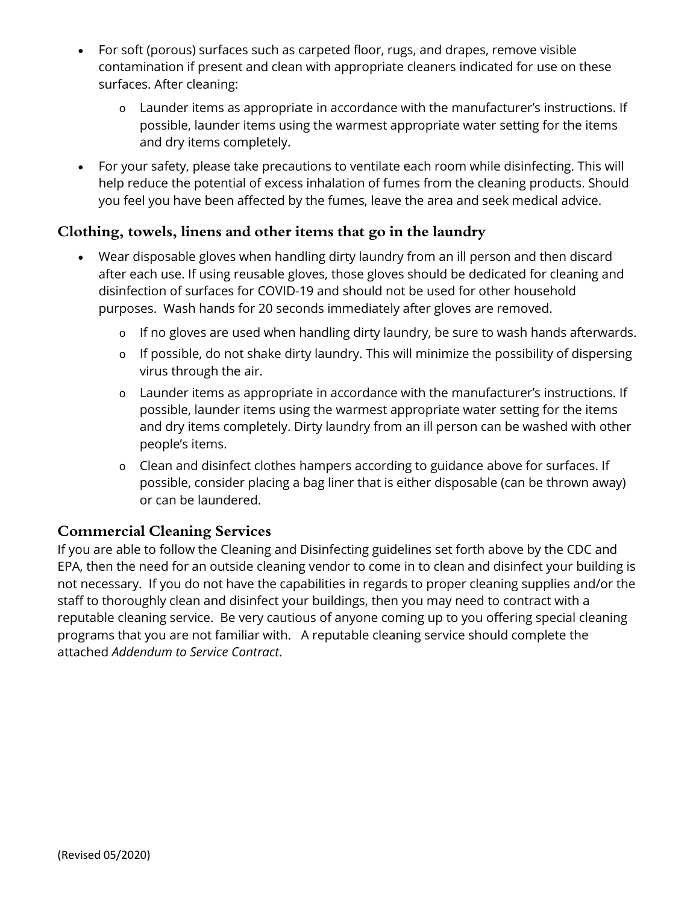- For soft (porous) surfaces such as carpeted floor, rugs, and drapes, remove visible contamination if present and clean with appropriate cleaners indicated for use on these surfaces. After cleaning:
  - Launder items as appropriate in accordance with the manufacturer's instructions. If possible, launder items using the warmest appropriate water setting for the items and dry items completely.
- For your safety, please take precautions to ventilate each room while disinfecting. This will help reduce the potential of excess inhalation of fumes from the cleaning products. Should you feel you have been affected by the fumes, leave the area and seek medical advice.

## Clothing, towels, linens and other items that go in the laundry

- Wear disposable gloves when handling dirty laundry from an ill person and then discard after each use. If using reusable gloves, those gloves should be dedicated for cleaning and disinfection of surfaces for COVID-19 and should not be used for other household purposes. Wash hands for 20 seconds immediately after gloves are removed.
  - If no gloves are used when handling dirty laundry, be sure to wash hands afterwards.
  - If possible, do not shake dirty laundry. This will minimize the possibility of dispersing virus through the air.
  - Launder items as appropriate in accordance with the manufacturer's instructions. If possible, launder items using the warmest appropriate water setting for the items and dry items completely. Dirty laundry from an ill person can be washed with other people's items.
  - Clean and disinfect clothes hampers according to guidance above for surfaces. If possible, consider placing a bag liner that is either disposable (can be thrown away) or can be laundered.

## Commercial Cleaning Services

If you are able to follow the Cleaning and Disinfecting guidelines set forth above by the CDC and EPA, then the need for an outside cleaning vendor to come in to clean and disinfect your building is not necessary. If you do not have the capabilities in regards to proper cleaning supplies and/or the staff to thoroughly clean and disinfect your buildings, then you may need to contract with a reputable cleaning service. Be very cautious of anyone coming up to you offering special cleaning programs that you are not familiar with. A reputable cleaning service should complete the attached *Addendum to Service Contract*.

(Revised 05/2020)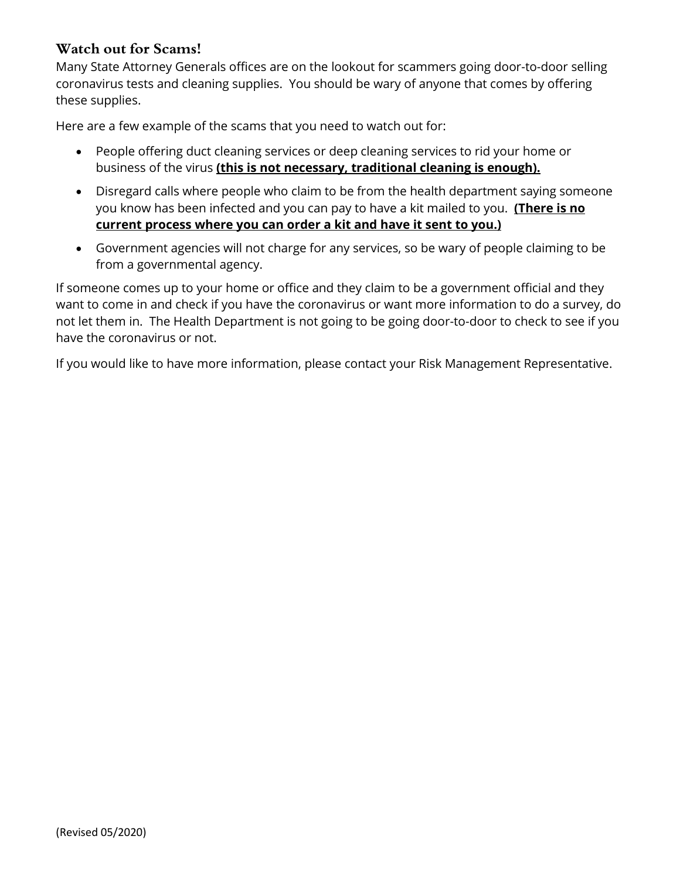## Watch out for Scams!

Many State Attorney Generals offices are on the lookout for scammers going door-to-door selling coronavirus tests and cleaning supplies. You should be wary of anyone that comes by offering these supplies.

Here are a few example of the scams that you need to watch out for:

- People offering duct cleaning services or deep cleaning services to rid your home or business of the virus **<u>(this is not necessary, traditional cleaning is enough).</u>**
- Disregard calls where people who claim to be from the health department saying someone you know has been infected and you can pay to have a kit mailed to you. **<u>(There is no current process where you can order a kit and have it sent to you.)</u>**
- Government agencies will not charge for any services, so be wary of people claiming to be from a governmental agency.

If someone comes up to your home or office and they claim to be a government official and they want to come in and check if you have the coronavirus or want more information to do a survey, do not let them in. The Health Department is not going to be going door-to-door to check to see if you have the coronavirus or not.

If you would like to have more information, please contact your Risk Management Representative.

(Revised 05/2020)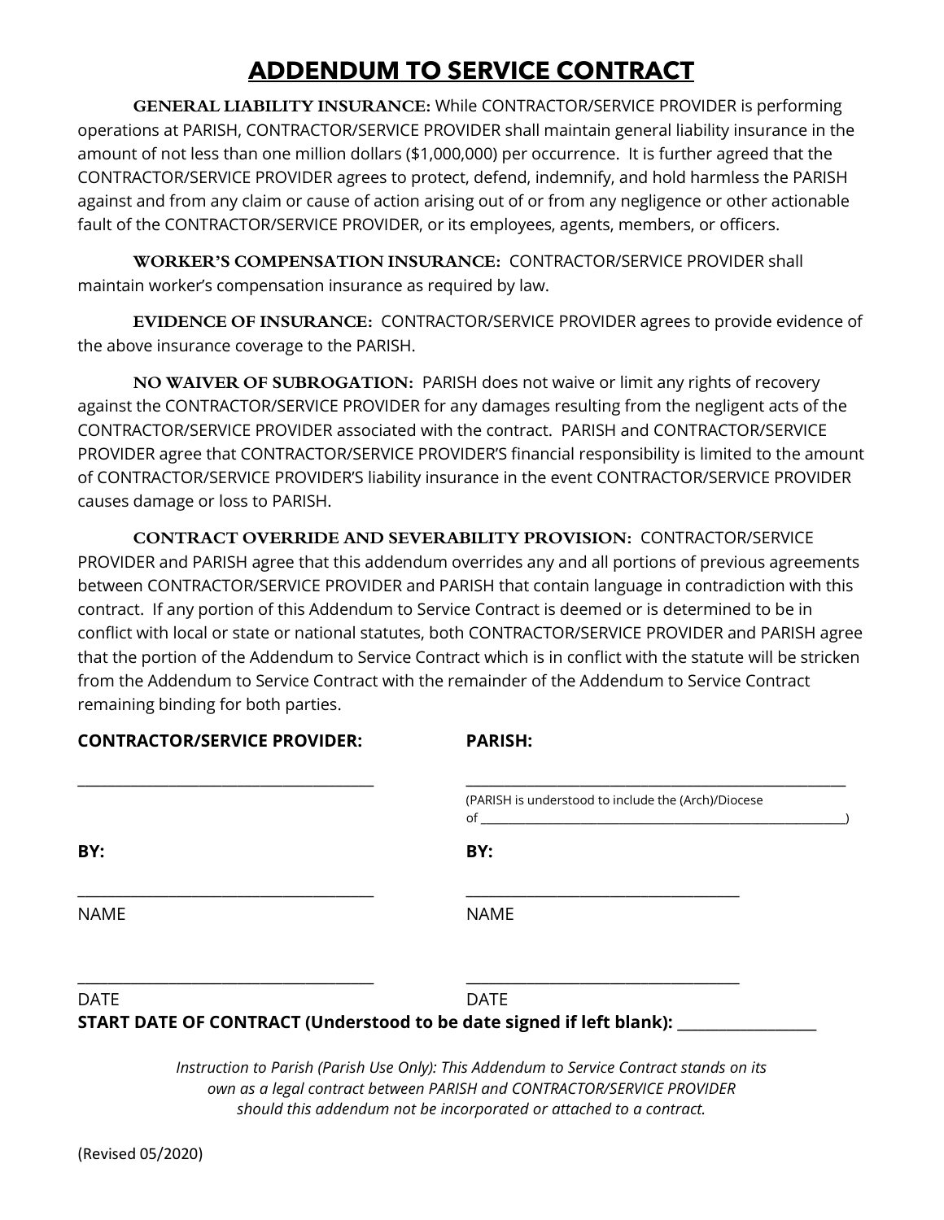# ADDENDUM TO SERVICE CONTRACT

**GENERAL LIABILITY INSURANCE:** While CONTRACTOR/SERVICE PROVIDER is performing operations at PARISH, CONTRACTOR/SERVICE PROVIDER shall maintain general liability insurance in the amount of not less than one million dollars ($1,000,000) per occurrence. It is further agreed that the CONTRACTOR/SERVICE PROVIDER agrees to protect, defend, indemnify, and hold harmless the PARISH against and from any claim or cause of action arising out of or from any negligence or other actionable fault of the CONTRACTOR/SERVICE PROVIDER, or its employees, agents, members, or officers.

**WORKER'S COMPENSATION INSURANCE:** CONTRACTOR/SERVICE PROVIDER shall maintain worker's compensation insurance as required by law.

**EVIDENCE OF INSURANCE:** CONTRACTOR/SERVICE PROVIDER agrees to provide evidence of the above insurance coverage to the PARISH.

**NO WAIVER OF SUBROGATION:** PARISH does not waive or limit any rights of recovery against the CONTRACTOR/SERVICE PROVIDER for any damages resulting from the negligent acts of the CONTRACTOR/SERVICE PROVIDER associated with the contract. PARISH and CONTRACTOR/SERVICE PROVIDER agree that CONTRACTOR/SERVICE PROVIDER'S financial responsibility is limited to the amount of CONTRACTOR/SERVICE PROVIDER'S liability insurance in the event CONTRACTOR/SERVICE PROVIDER causes damage or loss to PARISH.

**CONTRACT OVERRIDE AND SEVERABILITY PROVISION:** CONTRACTOR/SERVICE PROVIDER and PARISH agree that this addendum overrides any and all portions of previous agreements between CONTRACTOR/SERVICE PROVIDER and PARISH that contain language in contradiction with this contract. If any portion of this Addendum to Service Contract is deemed or is determined to be in conflict with local or state or national statutes, both CONTRACTOR/SERVICE PROVIDER and PARISH agree that the portion of the Addendum to Service Contract which is in conflict with the statute will be stricken from the Addendum to Service Contract with the remainder of the Addendum to Service Contract remaining binding for both parties.

| **CONTRACTOR/SERVICE PROVIDER:** | **PARISH:** |
|---|---|
| ______________________________ | ______________________________ |
| | (PARISH is understood to include the (Arch)/Diocese of ______________________________) |
| **BY:** | **BY:** |
| ______________________________ | ______________________________ |
| NAME | NAME |
| ______________________________ | ______________________________ |
| DATE | DATE |

**START DATE OF CONTRACT (Understood to be date signed if left blank):** ______________

*Instruction to Parish (Parish Use Only): This Addendum to Service Contract stands on its own as a legal contract between PARISH and CONTRACTOR/SERVICE PROVIDER should this addendum not be incorporated or attached to a contract.*

(Revised 05/2020)